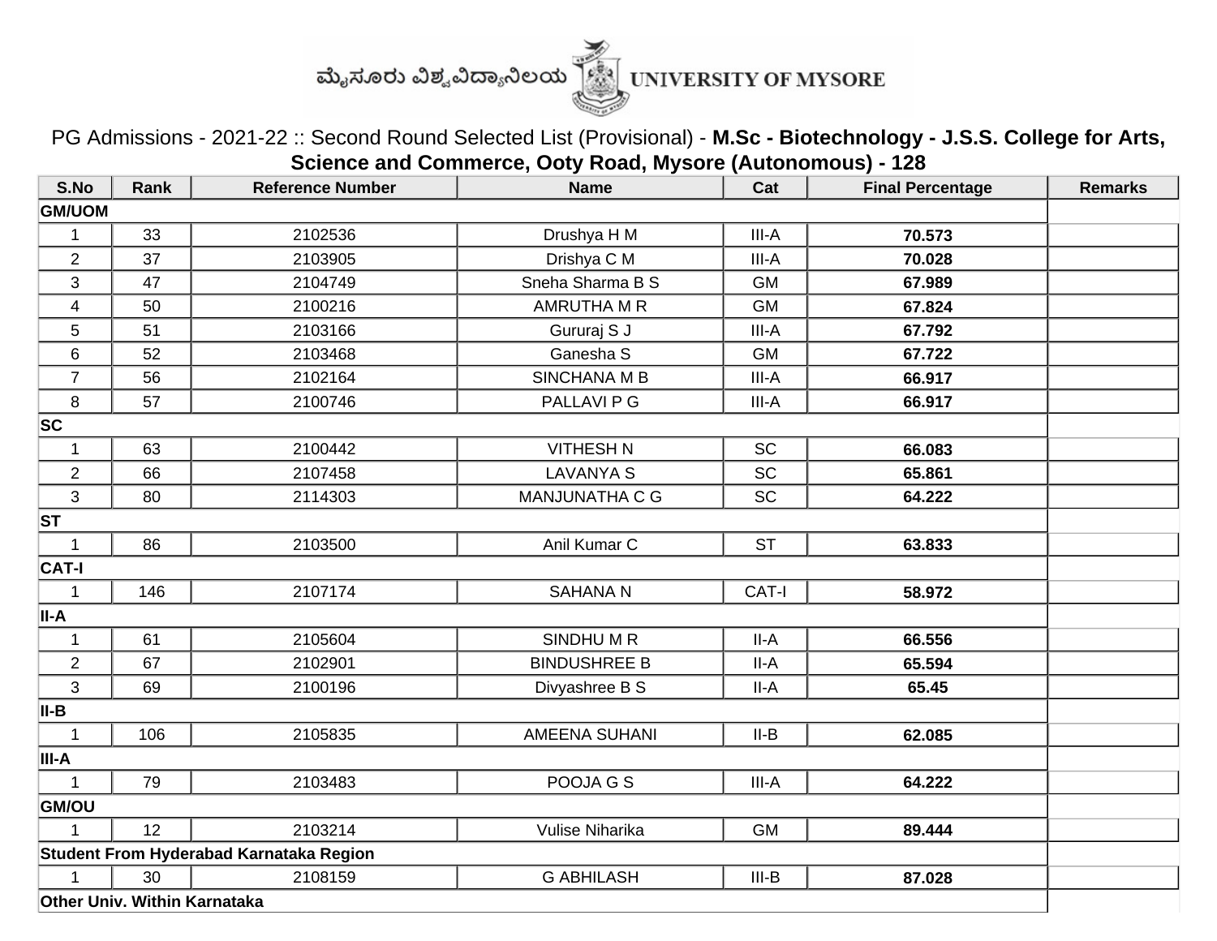ಮೈಸೂರು ವಿಶ್ವವಿದ್ಯಾನಿಲಯ UNIVERSITY OF MYSORE

PG Admissions - 2021-22 :: Second Round Selected List (Provisional) - **M.Sc - Biotechnology - J.S.S. College for Arts, Science and Commerce, Ooty Road, Mysore (Autonomous) - 128**

| S.No | Rank | Reference Number | Name | Cat | Final Percentage | Remarks |
|---|---|---|---|---|---|---|
| **GM/UOM** | | | | | | |
| 1 | 33 | 2102536 | Drushya H M | III-A | **70.573** | |
| 2 | 37 | 2103905 | Drishya C M | III-A | **70.028** | |
| 3 | 47 | 2104749 | Sneha Sharma B S | GM | **67.989** | |
| 4 | 50 | 2100216 | AMRUTHA M R | GM | **67.824** | |
| 5 | 51 | 2103166 | Gururaj S J | III-A | **67.792** | |
| 6 | 52 | 2103468 | Ganesha S | GM | **67.722** | |
| 7 | 56 | 2102164 | SINCHANA M B | III-A | **66.917** | |
| 8 | 57 | 2100746 | PALLAVI P G | III-A | **66.917** | |
| **SC** | | | | | | |
| 1 | 63 | 2100442 | VITHESH N | SC | **66.083** | |
| 2 | 66 | 2107458 | LAVANYA S | SC | **65.861** | |
| 3 | 80 | 2114303 | MANJUNATHA C G | SC | **64.222** | |
| **ST** | | | | | | |
| 1 | 86 | 2103500 | Anil Kumar C | ST | **63.833** | |
| **CAT-I** | | | | | | |
| 1 | 146 | 2107174 | SAHANA N | CAT-I | **58.972** | |
| **II-A** | | | | | | |
| 1 | 61 | 2105604 | SINDHU M R | II-A | **66.556** | |
| 2 | 67 | 2102901 | BINDUSHREE B | II-A | **65.594** | |
| 3 | 69 | 2100196 | Divyashree B S | II-A | **65.45** | |
| **II-B** | | | | | | |
| 1 | 106 | 2105835 | AMEENA SUHANI | II-B | **62.085** | |
| **III-A** | | | | | | |
| 1 | 79 | 2103483 | POOJA G S | III-A | **64.222** | |
| **GM/OU** | | | | | | |
| 1 | 12 | 2103214 | Vulise Niharika | GM | **89.444** | |
| **Student From Hyderabad Karnataka Region** | | | | | | |
| 1 | 30 | 2108159 | G ABHILASH | III-B | **87.028** | |
| **Other Univ. Within Karnataka** | | | | | | |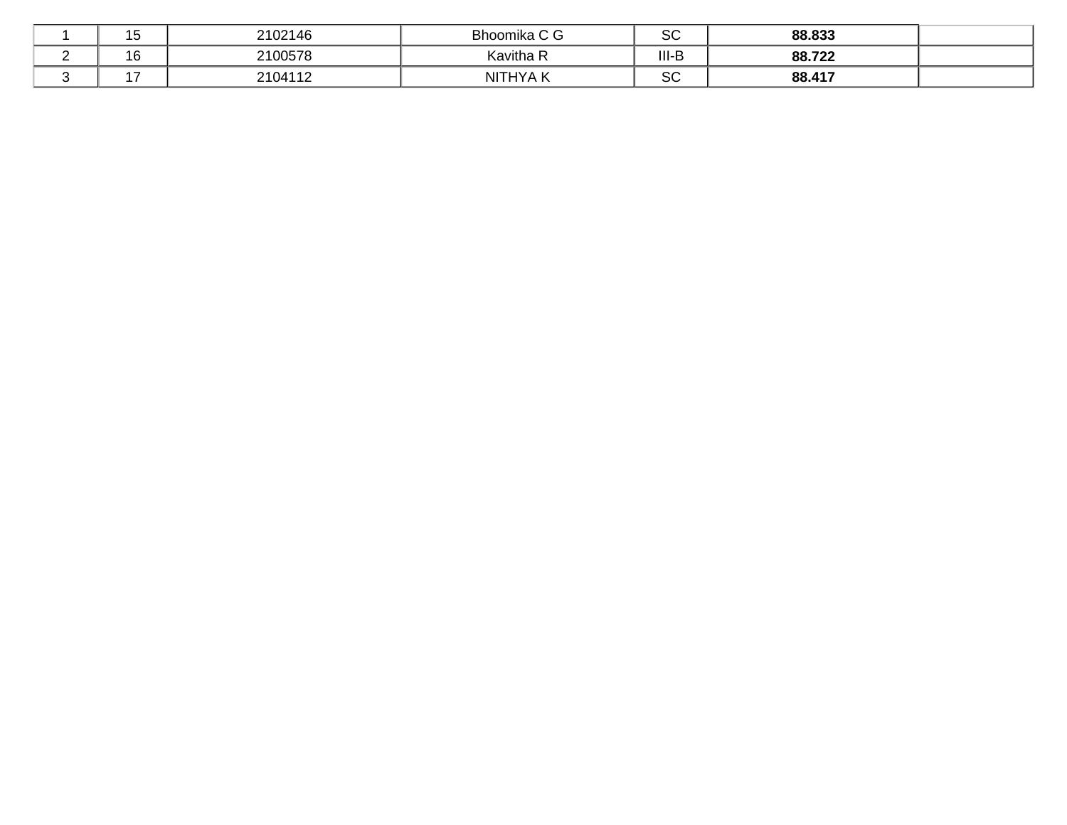| | | | | | | |
|---|---|---|---|---|---|---|
| 1 | 15 | 2102146 | Bhoomika C G | SC | **88.833** | |
| 2 | 16 | 2100578 | Kavitha R | III-B | **88.722** | |
| 3 | 17 | 2104112 | NITHYA K | SC | **88.417** | |